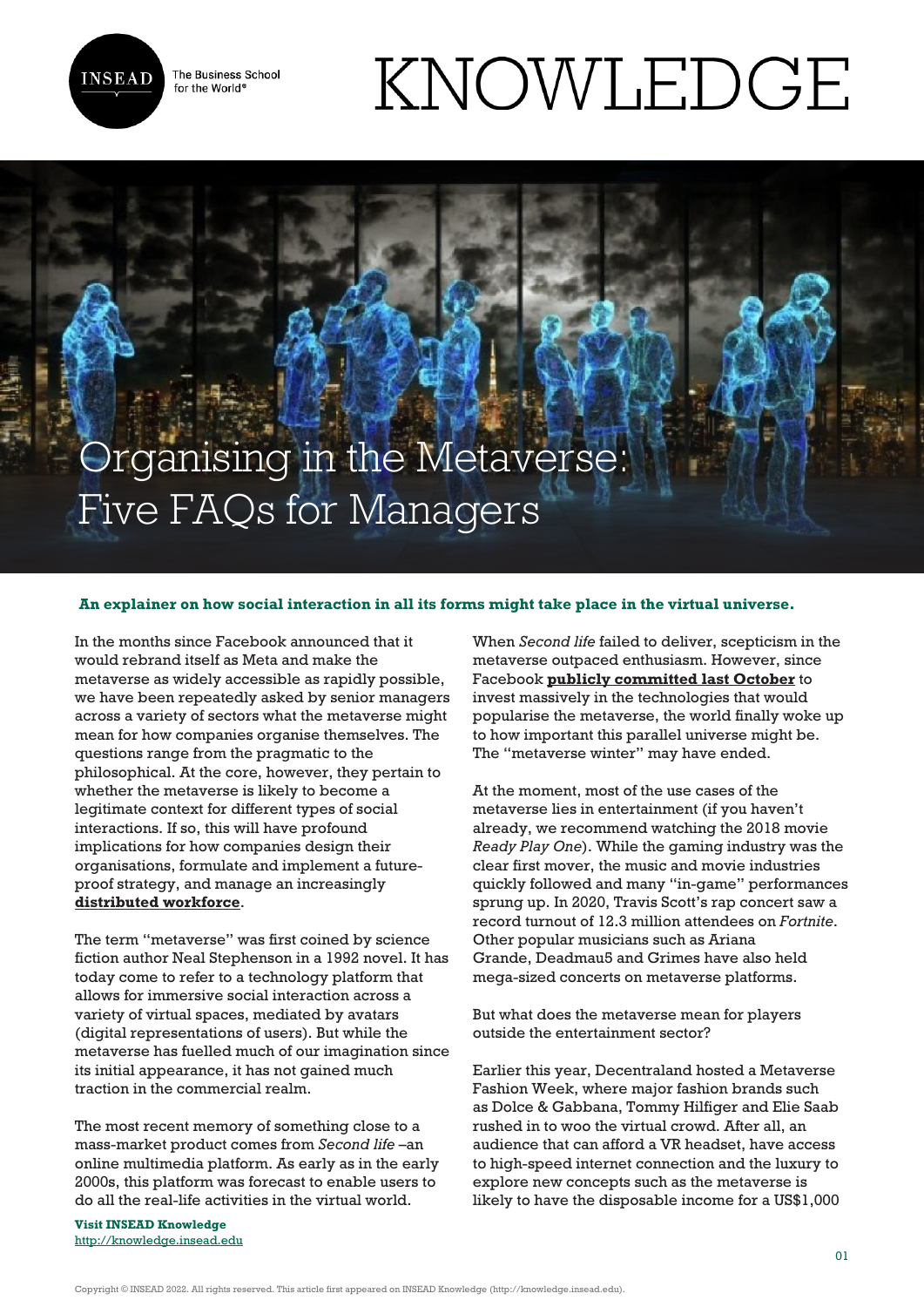# Organising in the Metaverse: Five FAQs for Managers

**An explainer on how social interaction in all its forms might take place in the virtual universe.**

In the months since Facebook announced that it would rebrand itself as Meta and make the metaverse as widely accessible as rapidly possible, we have been repeatedly asked by senior managers across a variety of sectors what the metaverse might mean for how companies organise themselves. The questions range from the pragmatic to the philosophical. At the core, however, they pertain to whether the metaverse is likely to become a legitimate context for different types of social interactions. If so, this will have profound implications for how companies design their organisations, formulate and implement a future-proof strategy, and manage an increasingly **distributed workforce**.

The term "metaverse" was first coined by science fiction author Neal Stephenson in a 1992 novel. It has today come to refer to a technology platform that allows for immersive social interaction across a variety of virtual spaces, mediated by avatars (digital representations of users). But while the metaverse has fuelled much of our imagination since its initial appearance, it has not gained much traction in the commercial realm.

The most recent memory of something close to a mass-market product comes from *Second life* –an online multimedia platform. As early as in the early 2000s, this platform was forecast to enable users to do all the real-life activities in the virtual world.

When *Second life* failed to deliver, scepticism in the metaverse outpaced enthusiasm. However, since Facebook **publicly committed last October** to invest massively in the technologies that would popularise the metaverse, the world finally woke up to how important this parallel universe might be. The "metaverse winter" may have ended.

At the moment, most of the use cases of the metaverse lies in entertainment (if you haven't already, we recommend watching the 2018 movie *Ready Play One*). While the gaming industry was the clear first mover, the music and movie industries quickly followed and many "in-game" performances sprung up. In 2020, Travis Scott's rap concert saw a record turnout of 12.3 million attendees on *Fortnite*. Other popular musicians such as Ariana Grande, Deadmau5 and Grimes have also held mega-sized concerts on metaverse platforms.

But what does the metaverse mean for players outside the entertainment sector?

Earlier this year, Decentraland hosted a Metaverse Fashion Week, where major fashion brands such as Dolce & Gabbana, Tommy Hilfiger and Elie Saab rushed in to woo the virtual crowd. After all, an audience that can afford a VR headset, have access to high-speed internet connection and the luxury to explore new concepts such as the metaverse is likely to have the disposable income for a US$1,000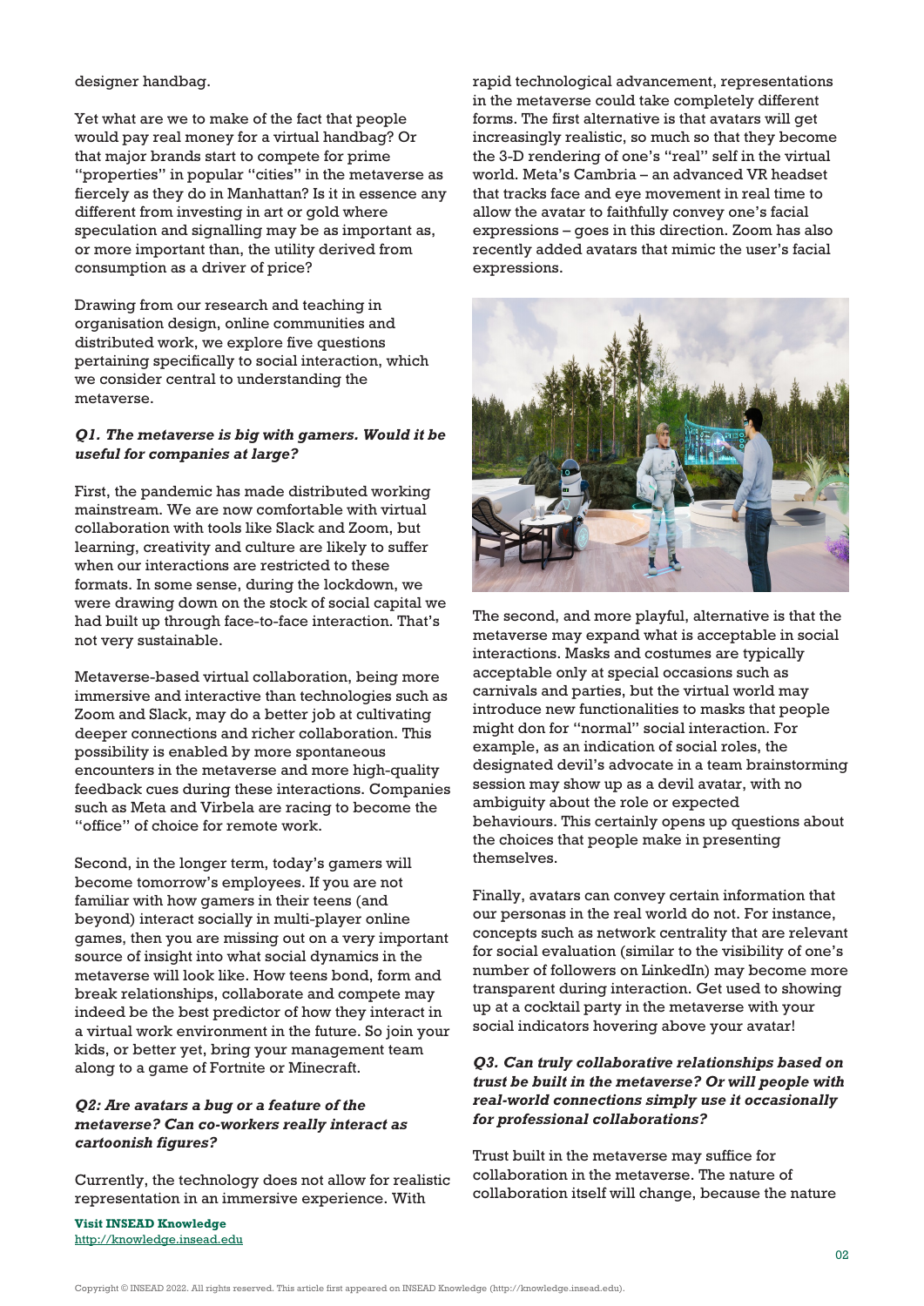designer handbag.

Yet what are we to make of the fact that people would pay real money for a virtual handbag? Or that major brands start to compete for prime "properties" in popular "cities" in the metaverse as fiercely as they do in Manhattan? Is it in essence any different from investing in art or gold where speculation and signalling may be as important as, or more important than, the utility derived from consumption as a driver of price?

Drawing from our research and teaching in organisation design, online communities and distributed work, we explore five questions pertaining specifically to social interaction, which we consider central to understanding the metaverse.

***Q1. The metaverse is big with gamers. Would it be useful for companies at large?***

First, the pandemic has made distributed working mainstream. We are now comfortable with virtual collaboration with tools like Slack and Zoom, but learning, creativity and culture are likely to suffer when our interactions are restricted to these formats. In some sense, during the lockdown, we were drawing down on the stock of social capital we had built up through face-to-face interaction. That's not very sustainable.

Metaverse-based virtual collaboration, being more immersive and interactive than technologies such as Zoom and Slack, may do a better job at cultivating deeper connections and richer collaboration. This possibility is enabled by more spontaneous encounters in the metaverse and more high-quality feedback cues during these interactions. Companies such as Meta and Virbela are racing to become the "office" of choice for remote work.

Second, in the longer term, today's gamers will become tomorrow's employees. If you are not familiar with how gamers in their teens (and beyond) interact socially in multi-player online games, then you are missing out on a very important source of insight into what social dynamics in the metaverse will look like. How teens bond, form and break relationships, collaborate and compete may indeed be the best predictor of how they interact in a virtual work environment in the future. So join your kids, or better yet, bring your management team along to a game of Fortnite or Minecraft.

***Q2: Are avatars a bug or a feature of the metaverse? Can co-workers really interact as cartoonish figures?***

Currently, the technology does not allow for realistic representation in an immersive experience. With rapid technological advancement, representations in the metaverse could take completely different forms. The first alternative is that avatars will get increasingly realistic, so much so that they become the 3-D rendering of one's "real" self in the virtual world. Meta's Cambria – an advanced VR headset that tracks face and eye movement in real time to allow the avatar to faithfully convey one's facial expressions – goes in this direction. Zoom has also recently added avatars that mimic the user's facial expressions.

The second, and more playful, alternative is that the metaverse may expand what is acceptable in social interactions. Masks and costumes are typically acceptable only at special occasions such as carnivals and parties, but the virtual world may introduce new functionalities to masks that people might don for "normal" social interaction. For example, as an indication of social roles, the designated devil's advocate in a team brainstorming session may show up as a devil avatar, with no ambiguity about the role or expected behaviours. This certainly opens up questions about the choices that people make in presenting themselves.

Finally, avatars can convey certain information that our personas in the real world do not. For instance, concepts such as network centrality that are relevant for social evaluation (similar to the visibility of one's number of followers on LinkedIn) may become more transparent during interaction. Get used to showing up at a cocktail party in the metaverse with your social indicators hovering above your avatar!

***Q3. Can truly collaborative relationships based on trust be built in the metaverse? Or will people with real-world connections simply use it occasionally for professional collaborations?***

Trust built in the metaverse may suffice for collaboration in the metaverse. The nature of collaboration itself will change, because the nature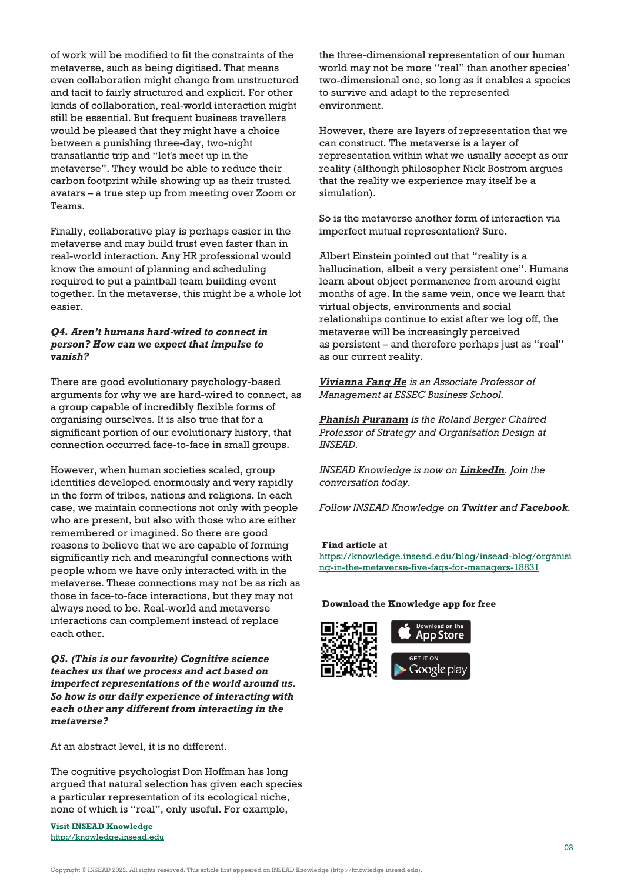of work will be modified to fit the constraints of the metaverse, such as being digitised. That means even collaboration might change from unstructured and tacit to fairly structured and explicit. For other kinds of collaboration, real-world interaction might still be essential. But frequent business travellers would be pleased that they might have a choice between a punishing three-day, two-night transatlantic trip and "let's meet up in the metaverse". They would be able to reduce their carbon footprint while showing up as their trusted avatars – a true step up from meeting over Zoom or Teams.

Finally, collaborative play is perhaps easier in the metaverse and may build trust even faster than in real-world interaction. Any HR professional would know the amount of planning and scheduling required to put a paintball team building event together. In the metaverse, this might be a whole lot easier.

***Q4. Aren't humans hard-wired to connect in person? How can we expect that impulse to vanish?***

There are good evolutionary psychology-based arguments for why we are hard-wired to connect, as a group capable of incredibly flexible forms of organising ourselves. It is also true that for a significant portion of our evolutionary history, that connection occurred face-to-face in small groups.

However, when human societies scaled, group identities developed enormously and very rapidly in the form of tribes, nations and religions. In each case, we maintain connections not only with people who are present, but also with those who are either remembered or imagined. So there are good reasons to believe that we are capable of forming significantly rich and meaningful connections with people whom we have only interacted with in the metaverse. These connections may not be as rich as those in face-to-face interactions, but they may not always need to be. Real-world and metaverse interactions can complement instead of replace each other.

***Q5. (This is our favourite) Cognitive science teaches us that we process and act based on imperfect representations of the world around us. So how is our daily experience of interacting with each other any different from interacting in the metaverse?***

At an abstract level, it is no different.

The cognitive psychologist Don Hoffman has long argued that natural selection has given each species a particular representation of its ecological niche, none of which is "real", only useful. For example, the three-dimensional representation of our human world may not be more "real" than another species' two-dimensional one, so long as it enables a species to survive and adapt to the represented environment.

However, there are layers of representation that we can construct. The metaverse is a layer of representation within what we usually accept as our reality (although philosopher Nick Bostrom argues that the reality we experience may itself be a simulation).

So is the metaverse another form of interaction via imperfect mutual representation? Sure.

Albert Einstein pointed out that "reality is a hallucination, albeit a very persistent one". Humans learn about object permanence from around eight months of age. In the same vein, once we learn that virtual objects, environments and social relationships continue to exist after we log off, the metaverse will be increasingly perceived as persistent – and therefore perhaps just as "real" as our current reality.

*__Vivianna Fang He__ is an Associate Professor of Management at ESSEC Business School.*

*__Phanish Puranam__ is the Roland Berger Chaired Professor of Strategy and Organisation Design at INSEAD.*

*INSEAD Knowledge is now on __LinkedIn__. Join the conversation today.*

*Follow INSEAD Knowledge on __Twitter__ and __Facebook__.*

**Find article at**
https://knowledge.insead.edu/blog/insead-blog/organising-in-the-metaverse-five-faqs-for-managers-18831

**Download the Knowledge app for free**

**Visit INSEAD Knowledge**
http://knowledge.insead.edu

Copyright © INSEAD 2022. All rights reserved. This article first appeared on INSEAD Knowledge (http://knowledge.insead.edu).